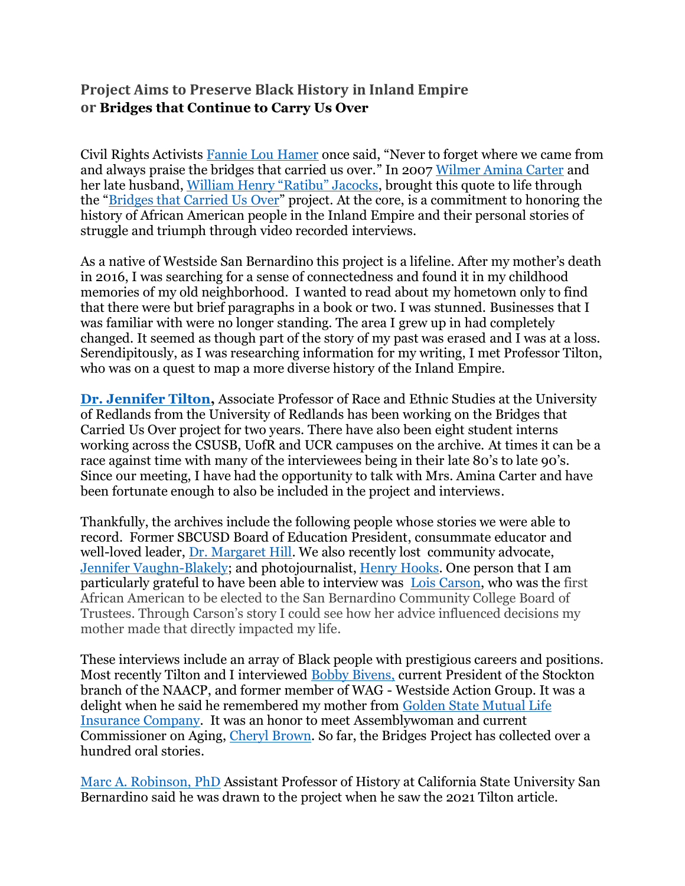## Project Aims to Preserve Black History in Inland Empire
## or **Bridges that Continue to Carry Us Over**

Civil Rights Activists Fannie Lou Hamer once said, "Never to forget where we came from and always praise the bridges that carried us over." In 2007 Wilmer Amina Carter and her late husband, William Henry "Ratibu" Jacocks, brought this quote to life through the "Bridges that Carried Us Over" project. At the core, is a commitment to honoring the history of African American people in the Inland Empire and their personal stories of struggle and triumph through video recorded interviews.

As a native of Westside San Bernardino this project is a lifeline. After my mother's death in 2016, I was searching for a sense of connectedness and found it in my childhood memories of my old neighborhood. I wanted to read about my hometown only to find that there were but brief paragraphs in a book or two. I was stunned. Businesses that I was familiar with were no longer standing. The area I grew up in had completely changed. It seemed as though part of the story of my past was erased and I was at a loss. Serendipitously, as I was researching information for my writing, I met Professor Tilton, who was on a quest to map a more diverse history of the Inland Empire.

**Dr. Jennifer Tilton,** Associate Professor of Race and Ethnic Studies at the University of Redlands from the University of Redlands has been working on the Bridges that Carried Us Over project for two years. There have also been eight student interns working across the CSUSB, UofR and UCR campuses on the archive. At times it can be a race against time with many of the interviewees being in their late 80's to late 90's. Since our meeting, I have had the opportunity to talk with Mrs. Amina Carter and have been fortunate enough to also be included in the project and interviews.

Thankfully, the archives include the following people whose stories we were able to record. Former SBCUSD Board of Education President, consummate educator and well-loved leader, Dr. Margaret Hill. We also recently lost community advocate, Jennifer Vaughn-Blakely; and photojournalist, Henry Hooks. One person that I am particularly grateful to have been able to interview was Lois Carson, who was the first African American to be elected to the San Bernardino Community College Board of Trustees. Through Carson's story I could see how her advice influenced decisions my mother made that directly impacted my life.

These interviews include an array of Black people with prestigious careers and positions. Most recently Tilton and I interviewed Bobby Bivens, current President of the Stockton branch of the NAACP, and former member of WAG - Westside Action Group. It was a delight when he said he remembered my mother from Golden State Mutual Life Insurance Company. It was an honor to meet Assemblywoman and current Commissioner on Aging, Cheryl Brown. So far, the Bridges Project has collected over a hundred oral stories.

Marc A. Robinson, PhD Assistant Professor of History at California State University San Bernardino said he was drawn to the project when he saw the 2021 Tilton article.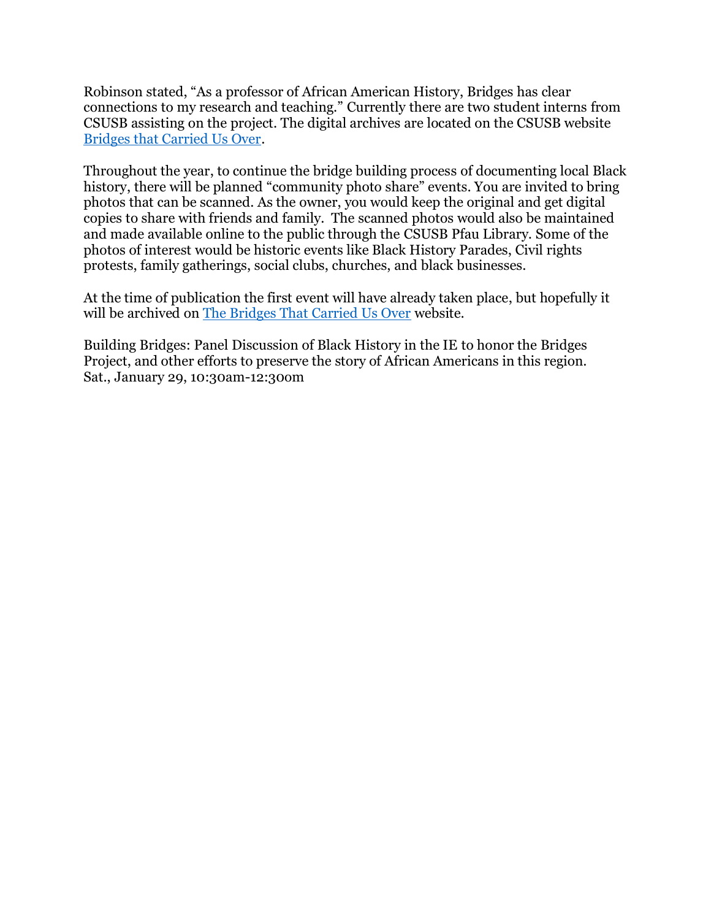Robinson stated, “As a professor of African American History, Bridges has clear connections to my research and teaching.” Currently there are two student interns from CSUSB assisting on the project. The digital archives are located on the CSUSB website Bridges that Carried Us Over.

Throughout the year, to continue the bridge building process of documenting local Black history, there will be planned “community photo share” events. You are invited to bring photos that can be scanned. As the owner, you would keep the original and get digital copies to share with friends and family. The scanned photos would also be maintained and made available online to the public through the CSUSB Pfau Library. Some of the photos of interest would be historic events like Black History Parades, Civil rights protests, family gatherings, social clubs, churches, and black businesses.

At the time of publication the first event will have already taken place, but hopefully it will be archived on The Bridges That Carried Us Over website.

Building Bridges: Panel Discussion of Black History in the IE to honor the Bridges Project, and other efforts to preserve the story of African Americans in this region.
Sat., January 29, 10:30am-12:30om